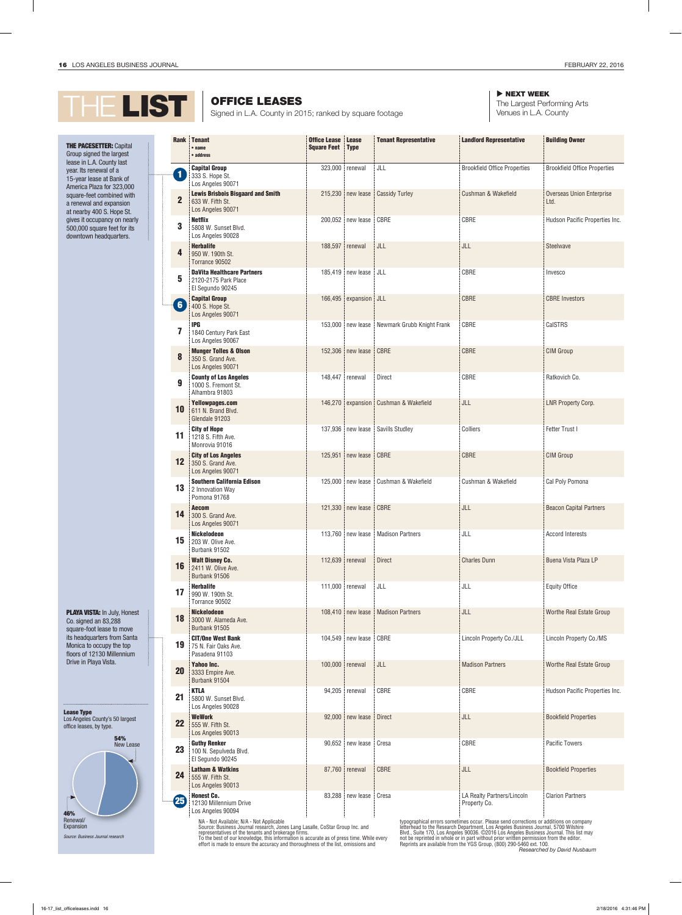# THE LIST

## OFFICE LEASES

Signed in L.A. County in 2015; ranked by square footage

**▶ NEXT WEEK**
The Largest Performing Arts Venues in L.A. County

**THE PACESETTER:** Capital Group signed the largest lease in L.A. County last year. Its renewal of a 15-year lease at Bank of America Plaza for 323,000 square-feet combined with a renewal and expansion at nearby 400 S. Hope St. gives it occupancy on nearly 500,000 square feet for its downtown headquarters.

**PLAYA VISTA:** In July, Honest Co. signed an 83,288 square-foot lease to move its headquarters from Santa Monica to occupy the top floors of 12130 Millennium Drive in Playa Vista.

**Lease Type**
Los Angeles County's 50 largest office leases, by type.

54% New Lease
46% Renewal/Expansion

*Source: Business Journal research*

| Rank | Tenant • name • address | Office Lease Square Feet | Lease Type | Tenant Representative | Landlord Representative | Building Owner |
|---|---|---|---|---|---|---|
| 1 | **Capital Group** 333 S. Hope St. Los Angeles 90071 | 323,000 | renewal | JLL | Brookfield Office Properties | Brookfield Office Properties |
| 2 | **Lewis Brisbois Bisgaard and Smith** 633 W. Fifth St. Los Angeles 90071 | 215,230 | new lease | Cassidy Turley | Cushman & Wakefield | Overseas Union Enterprise Ltd. |
| 3 | **Netflix** 5808 W. Sunset Blvd. Los Angeles 90028 | 200,052 | new lease | CBRE | CBRE | Hudson Pacific Properties Inc. |
| 4 | **Herbalife** 950 W. 190th St. Torrance 90502 | 188,597 | renewal | JLL | JLL | Steelwave |
| 5 | **DaVita Healthcare Partners** 2120-2175 Park Place El Segundo 90245 | 185,419 | new lease | JLL | CBRE | Invesco |
| 6 | **Capital Group** 400 S. Hope St. Los Angeles 90071 | 166,495 | expansion | JLL | CBRE | CBRE Investors |
| 7 | **IPG** 1840 Century Park East Los Angeles 90067 | 153,000 | new lease | Newmark Grubb Knight Frank | CBRE | CalSTRS |
| 8 | **Munger Tolles & Olson** 350 S. Grand Ave. Los Angeles 90071 | 152,306 | new lease | CBRE | CBRE | CIM Group |
| 9 | **County of Los Angeles** 1000 S. Fremont St. Alhambra 91803 | 148,447 | renewal | Direct | CBRE | Ratkovich Co. |
| 10 | **Yellowpages.com** 611 N. Brand Blvd. Glendale 91203 | 146,270 | expansion | Cushman & Wakefield | JLL | LNR Property Corp. |
| 11 | **City of Hope** 1218 S. Fifth Ave. Monrovia 91016 | 137,936 | new lease | Savills Studley | Colliers | Fetter Trust I |
| 12 | **City of Los Angeles** 350 S. Grand Ave. Los Angeles 90071 | 125,951 | new lease | CBRE | CBRE | CIM Group |
| 13 | **Southern California Edison** 2 Innovation Way Pomona 91768 | 125,000 | new lease | Cushman & Wakefield | Cushman & Wakefield | Cal Poly Pomona |
| 14 | **Aecom** 300 S. Grand Ave. Los Angeles 90071 | 121,330 | new lease | CBRE | JLL | Beacon Capital Partners |
| 15 | **Nickelodeon** 203 W. Olive Ave. Burbank 91502 | 113,760 | new lease | Madison Partners | JLL | Accord Interests |
| 16 | **Walt Disney Co.** 2411 W. Olive Ave. Burbank 91506 | 112,639 | renewal | Direct | Charles Dunn | Buena Vista Plaza LP |
| 17 | **Herbalife** 990 W. 190th St. Torrance 90502 | 111,000 | renewal | JLL | JLL | Equity Office |
| 18 | **Nickelodeon** 3000 W. Alameda Ave. Burbank 91505 | 108,410 | new lease | Madison Partners | JLL | Worthe Real Estate Group |
| 19 | **CIT/One West Bank** 75 N. Fair Oaks Ave. Pasadena 91103 | 104,549 | new lease | CBRE | Lincoln Property Co./JLL | Lincoln Property Co./MS |
| 20 | **Yahoo Inc.** 3333 Empire Ave. Burbank 91504 | 100,000 | renewal | JLL | Madison Partners | Worthe Real Estate Group |
| 21 | **KTLA** 5800 W. Sunset Blvd. Los Angeles 90028 | 94,205 | renewal | CBRE | CBRE | Hudson Pacific Properties Inc. |
| 22 | **WeWork** 555 W. Fifth St. Los Angeles 90013 | 92,000 | new lease | Direct | JLL | Bookfield Properties |
| 23 | **Guthy Renker** 100 N. Sepulveda Blvd. El Segundo 90245 | 90,652 | new lease | Cresa | CBRE | Pacific Towers |
| 24 | **Latham & Watkins** 555 W. Fifth St. Los Angeles 90013 | 87,760 | renewal | CBRE | JLL | Bookfield Properties |
| 25 | **Honest Co.** 12130 Millennium Drive Los Angeles 90094 | 83,288 | new lease | Cresa | LA Realty Partners/Lincoln Property Co. | Clarion Partners |

NA - Not Available; N/A - Not Applicable
Source: Business Journal research, Jones Lang Lasalle, CoStar Group Inc. and representatives of the tenants and brokerage firms.
To the best of our knowledge, this information is accurate as of press time. While every effort is made to ensure the accuracy and thoroughness of the list, omissions and typographical errors sometimes occur. Please send corrections or additions on company letterhead to the Research Department, Los Angeles Business Journal, 5700 Wilshire Blvd., Suite 170, Los Angeles 90036. ©2016 Los Angeles Business Journal. This list may not be reprinted in whole or in part without prior written permission from the editor. Reprints are available from the YGS Group, (800) 290-5460 ext. 100.

*Researched by David Nusbaum*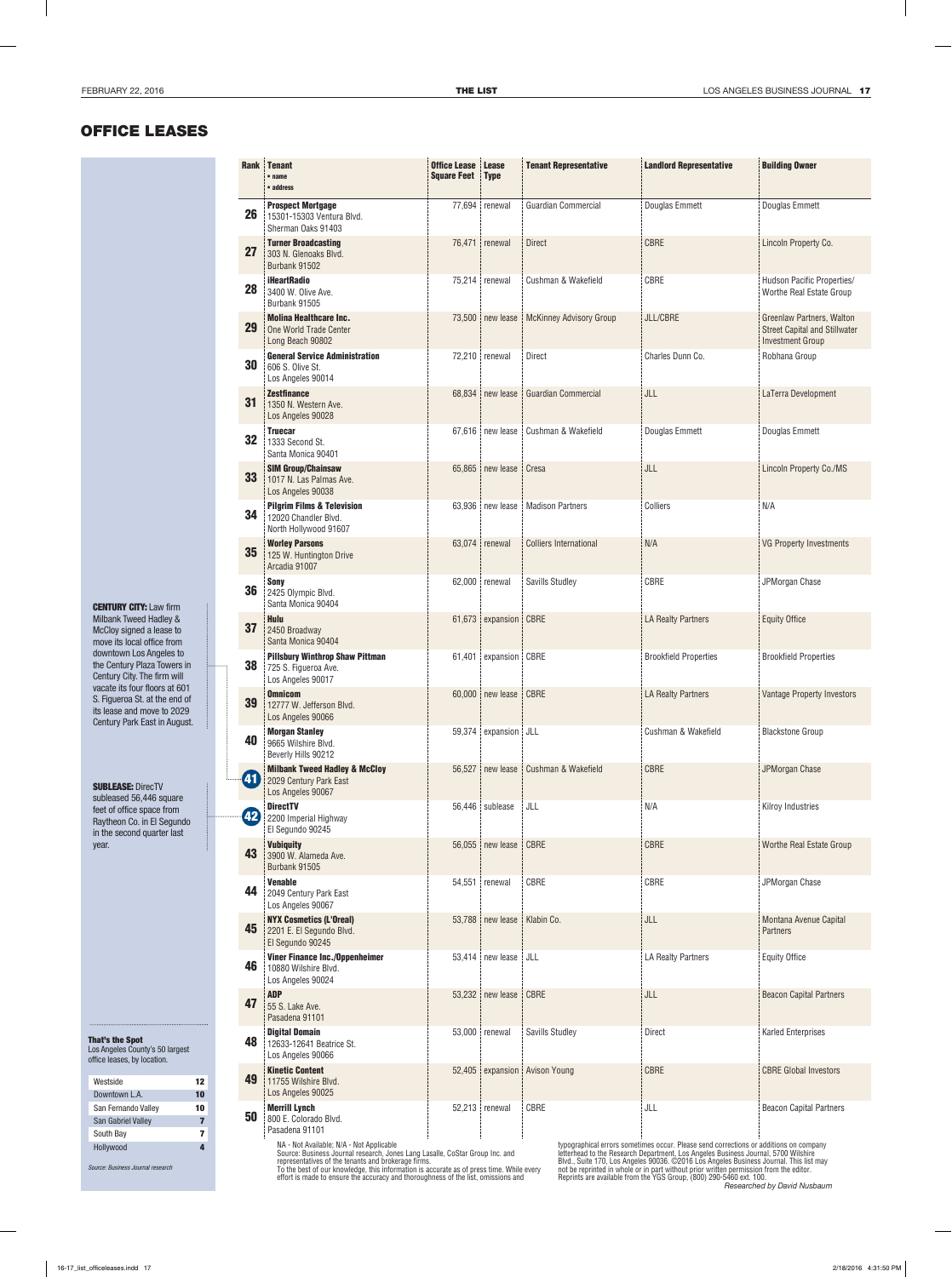# OFFICE LEASES

| Rank | Tenant • name • address | Office Lease Square Feet | Lease Type | Tenant Representative | Landlord Representative | Building Owner |
|---|---|---|---|---|---|---|
| 26 | **Prospect Mortgage** 15301-15303 Ventura Blvd. Sherman Oaks 91403 | 77,694 | renewal | Guardian Commercial | Douglas Emmett | Douglas Emmett |
| 27 | **Turner Broadcasting** 303 N. Glenoaks Blvd. Burbank 91502 | 76,471 | renewal | Direct | CBRE | Lincoln Property Co. |
| 28 | **iHeartRadio** 3400 W. Olive Ave. Burbank 91505 | 75,214 | renewal | Cushman & Wakefield | CBRE | Hudson Pacific Properties/ Worthe Real Estate Group |
| 29 | **Molina Healthcare Inc.** One World Trade Center Long Beach 90802 | 73,500 | new lease | McKinney Advisory Group | JLL/CBRE | Greenlaw Partners, Walton Street Capital and Stillwater Investment Group |
| 30 | **General Service Administration** 606 S. Olive St. Los Angeles 90014 | 72,210 | renewal | Direct | Charles Dunn Co. | Robhana Group |
| 31 | **Zestfinance** 1350 N. Western Ave. Los Angeles 90028 | 68,834 | new lease | Guardian Commercial | JLL | LaTerra Development |
| 32 | **Truecar** 1333 Second St. Santa Monica 90401 | 67,616 | new lease | Cushman & Wakefield | Douglas Emmett | Douglas Emmett |
| 33 | **SIM Group/Chainsaw** 1017 N. Las Palmas Ave. Los Angeles 90038 | 65,865 | new lease | Cresa | JLL | Lincoln Property Co./MS |
| 34 | **Pilgrim Films & Television** 12020 Chandler Blvd. North Hollywood 91607 | 63,936 | new lease | Madison Partners | Colliers | N/A |
| 35 | **Worley Parsons** 125 W. Huntington Drive Arcadia 91007 | 63,074 | renewal | Colliers International | N/A | VG Property Investments |
| 36 | **Sony** 2425 Olympic Blvd. Santa Monica 90404 | 62,000 | renewal | Savills Studley | CBRE | JPMorgan Chase |
| 37 | **Hulu** 2450 Broadway Santa Monica 90404 | 61,673 | expansion | CBRE | LA Realty Partners | Equity Office |
| 38 | **Pillsbury Winthrop Shaw Pittman** 725 S. Figueroa Ave. Los Angeles 90017 | 61,401 | expansion | CBRE | Brookfield Properties | Brookfield Properties |
| 39 | **Omnicom** 12777 W. Jefferson Blvd. Los Angeles 90066 | 60,000 | new lease | CBRE | LA Realty Partners | Vantage Property Investors |
| 40 | **Morgan Stanley** 9665 Wilshire Blvd. Beverly Hills 90212 | 59,374 | expansion | JLL | Cushman & Wakefield | Blackstone Group |
| 41 | **Milbank Tweed Hadley & McCloy** 2029 Century Park East Los Angeles 90067 | 56,527 | new lease | Cushman & Wakefield | CBRE | JPMorgan Chase |
| 42 | **DirectTV** 2200 Imperial Highway El Segundo 90245 | 56,446 | sublease | JLL | N/A | Kilroy Industries |
| 43 | **Vubiquity** 3900 W. Alameda Ave. Burbank 91505 | 56,055 | new lease | CBRE | CBRE | Worthe Real Estate Group |
| 44 | **Venable** 2049 Century Park East Los Angeles 90067 | 54,551 | renewal | CBRE | CBRE | JPMorgan Chase |
| 45 | **NYX Cosmetics (L'Oreal)** 2201 E. El Segundo Blvd. El Segundo 90245 | 53,788 | new lease | Klabin Co. | JLL | Montana Avenue Capital Partners |
| 46 | **Viner Finance Inc./Oppenheimer** 10880 Wilshire Blvd. Los Angeles 90024 | 53,414 | new lease | JLL | LA Realty Partners | Equity Office |
| 47 | **ADP** 55 S. Lake Ave. Pasadena 91101 | 53,232 | new lease | CBRE | JLL | Beacon Capital Partners |
| 48 | **Digital Domain** 12633-12641 Beatrice St. Los Angeles 90066 | 53,000 | renewal | Savills Studley | Direct | Karled Enterprises |
| 49 | **Kinetic Content** 11755 Wilshire Blvd. Los Angeles 90025 | 52,405 | expansion | Avison Young | CBRE | CBRE Global Investors |
| 50 | **Merrill Lynch** 800 E. Colorado Blvd. Pasadena 91101 | 52,213 | renewal | CBRE | JLL | Beacon Capital Partners |

NA - Not Available; N/A - Not Applicable
Source: Business Journal research, Jones Lang Lasalle, CoStar Group Inc. and representatives of the tenants and brokerage firms.
To the best of our knowledge, this information is accurate as of press time. While every effort is made to ensure the accuracy and thoroughness of the list, omissions and typographical errors sometimes occur. Please send corrections or additions on company letterhead to the Research Department, Los Angeles Business Journal, 5700 Wilshire Blvd., Suite 170, Los Angeles 90036. ©2016 Los Angeles Business Journal. This list may not be reprinted in whole or in part without prior written permission from the editor. Reprints are available from the YGS Group, (800) 290-5460 ext. 100.

*Researched by David Nusbaum*

**CENTURY CITY:** Law firm Milbank Tweed Hadley & McCloy signed a lease to move its local office from downtown Los Angeles to the Century Plaza Towers in Century City. The firm will vacate its four floors at 601 S. Figueroa St. at the end of its lease and move to 2029 Century Park East in August.

**SUBLEASE:** DirecTV subleased 56,446 square feet of office space from Raytheon Co. in El Segundo in the second quarter last year.

**That's the Spot**
Los Angeles County's 50 largest office leases, by location.

| | |
|---|---|
| Westside | 12 |
| Downtown L.A. | 10 |
| San Fernando Valley | 10 |
| San Gabriel Valley | 7 |
| South Bay | 7 |
| Hollywood | 4 |

Source: Business Journal research